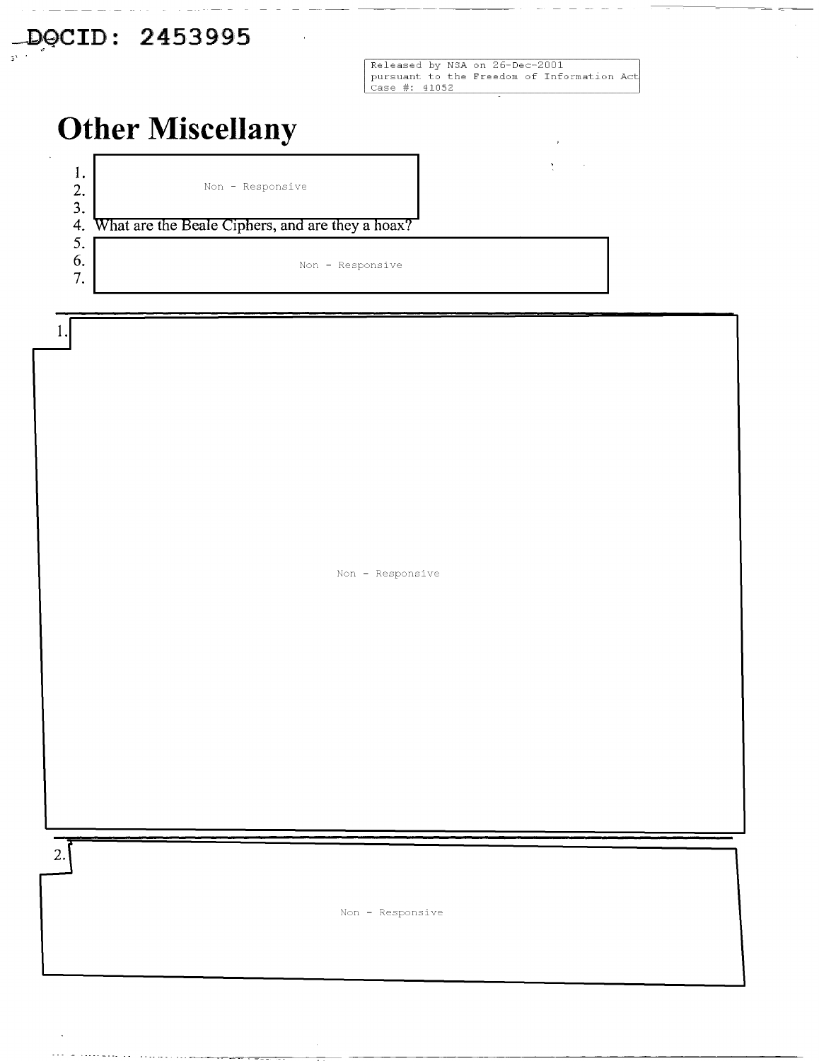DOCID: 2453995

Released by NSA on 26-Dec-2001 pursuant to the Freedom of Information Act Case #: 41052

# Other Miscellany

1. Non - Responsive
2. 
3. 
4. What are the Beale Ciphers, and are they a hoax?
5. Non - Responsive
6. 
7. 

---

1. Non - Responsive

---

2. Non - Responsive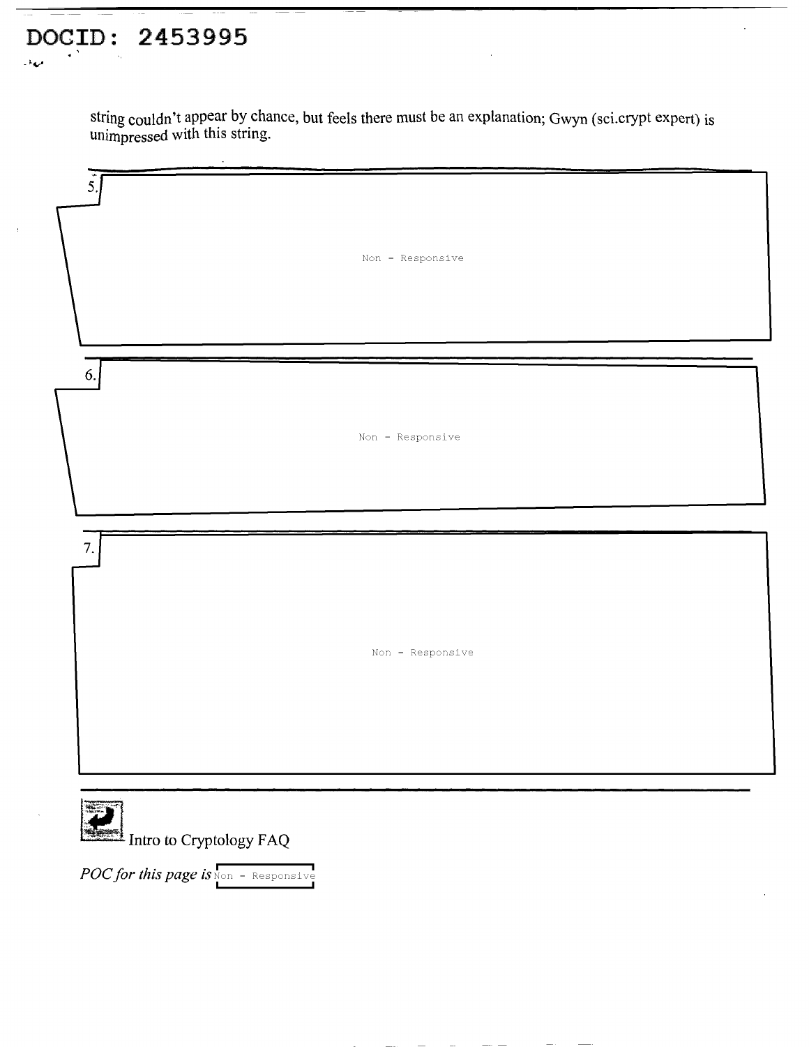string couldn't appear by chance, but feels there must be an explanation; Gwyn (sci.crypt expert) is unimpressed with this string.

5. Non - Responsive

6. Non - Responsive

7. Non - Responsive

Intro to Cryptology FAQ

*POC for this page is* Non - Responsive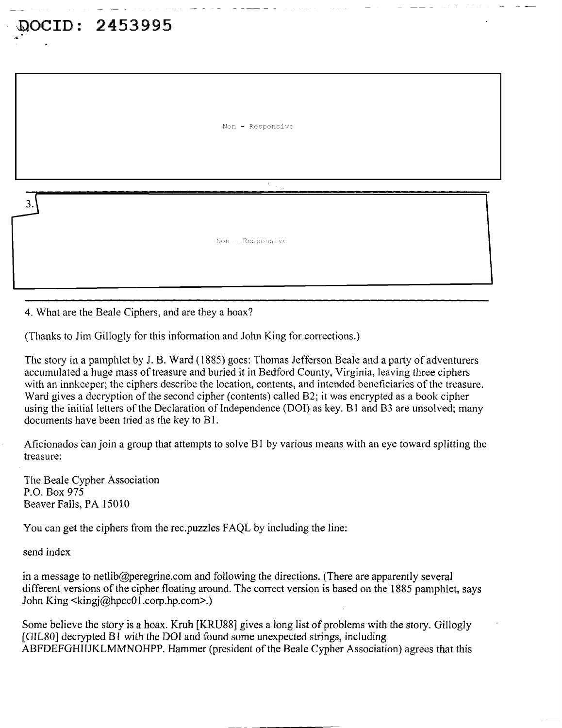DOCID: 2453995

Non - Responsive

3.

Non - Responsive

4. What are the Beale Ciphers, and are they a hoax?

(Thanks to Jim Gillogly for this information and John King for corrections.)

The story in a pamphlet by J. B. Ward (1885) goes: Thomas Jefferson Beale and a party of adventurers accumulated a huge mass of treasure and buried it in Bedford County, Virginia, leaving three ciphers with an innkeeper; the ciphers describe the location, contents, and intended beneficiaries of the treasure. Ward gives a decryption of the second cipher (contents) called B2; it was encrypted as a book cipher using the initial letters of the Declaration of Independence (DOI) as key. B1 and B3 are unsolved; many documents have been tried as the key to B1.

Aficionados can join a group that attempts to solve B1 by various means with an eye toward splitting the treasure:

The Beale Cypher Association
P.O. Box 975
Beaver Falls, PA 15010

You can get the ciphers from the rec.puzzles FAQL by including the line:

send index

in a message to netlib@peregrine.com and following the directions. (There are apparently several different versions of the cipher floating around. The correct version is based on the 1885 pamphlet, says John King <kingj@hpcc01.corp.hp.com>.)

Some believe the story is a hoax. Kruh [KRU88] gives a long list of problems with the story. Gillogly [GIL80] decrypted B1 with the DOI and found some unexpected strings, including ABFDEFGHIIJKLMMNOHPP. Hammer (president of the Beale Cypher Association) agrees that this